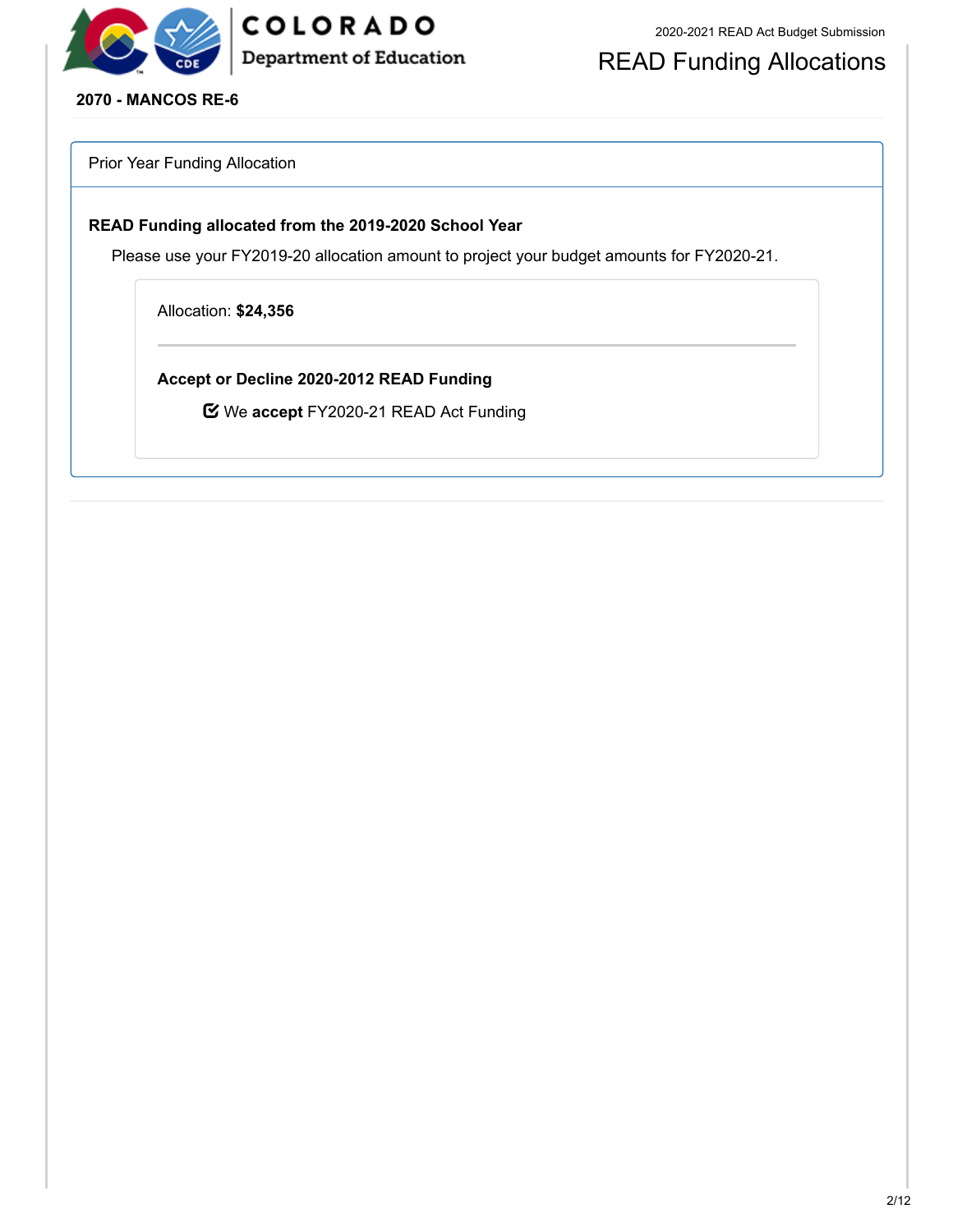# READ Funding Allocations

**2070 - MANCOS RE-6**

## Prior Year Funding Allocation

### READ Funding allocated from the 2019-2020 School Year

Please use your FY2019-20 allocation amount to project your budget amounts for FY2020-21.

Allocation: **$24,356**

---

**Accept or Decline 2020-2012 READ Funding**

☑ We **accept** FY2020-21 READ Act Funding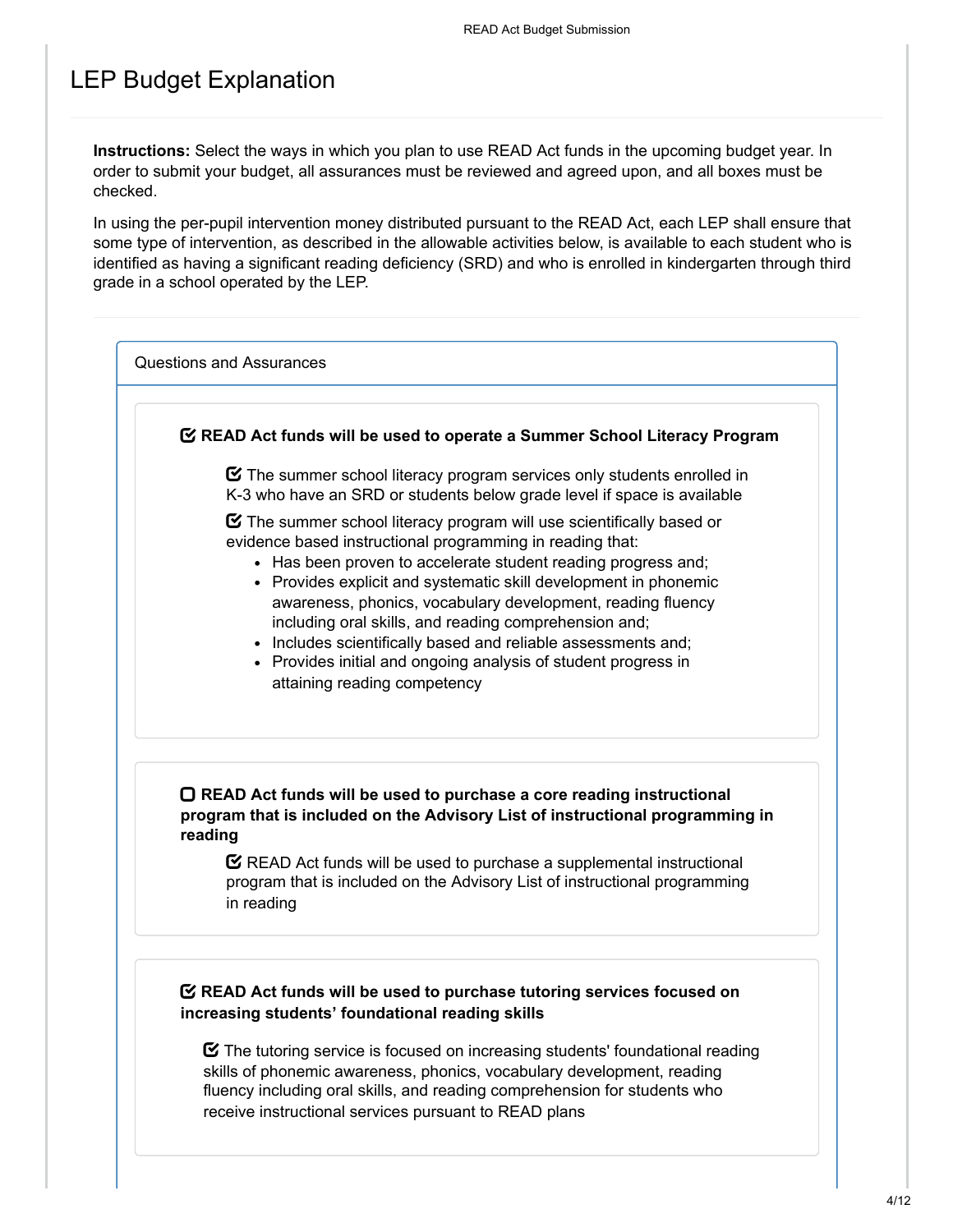# LEP Budget Explanation

**Instructions:** Select the ways in which you plan to use READ Act funds in the upcoming budget year. In order to submit your budget, all assurances must be reviewed and agreed upon, and all boxes must be checked.

In using the per-pupil intervention money distributed pursuant to the READ Act, each LEP shall ensure that some type of intervention, as described in the allowable activities below, is available to each student who is identified as having a significant reading deficiency (SRD) and who is enrolled in kindergarten through third grade in a school operated by the LEP.

Questions and Assurances

☑ **READ Act funds will be used to operate a Summer School Literacy Program**

☑ The summer school literacy program services only students enrolled in K-3 who have an SRD or students below grade level if space is available

☑ The summer school literacy program will use scientifically based or evidence based instructional programming in reading that:

- Has been proven to accelerate student reading progress and;
- Provides explicit and systematic skill development in phonemic awareness, phonics, vocabulary development, reading fluency including oral skills, and reading comprehension and;
- Includes scientifically based and reliable assessments and;
- Provides initial and ongoing analysis of student progress in attaining reading competency

☐ **READ Act funds will be used to purchase a core reading instructional program that is included on the Advisory List of instructional programming in reading**

☑ READ Act funds will be used to purchase a supplemental instructional program that is included on the Advisory List of instructional programming in reading

☑ **READ Act funds will be used to purchase tutoring services focused on increasing students' foundational reading skills**

☑ The tutoring service is focused on increasing students' foundational reading skills of phonemic awareness, phonics, vocabulary development, reading fluency including oral skills, and reading comprehension for students who receive instructional services pursuant to READ plans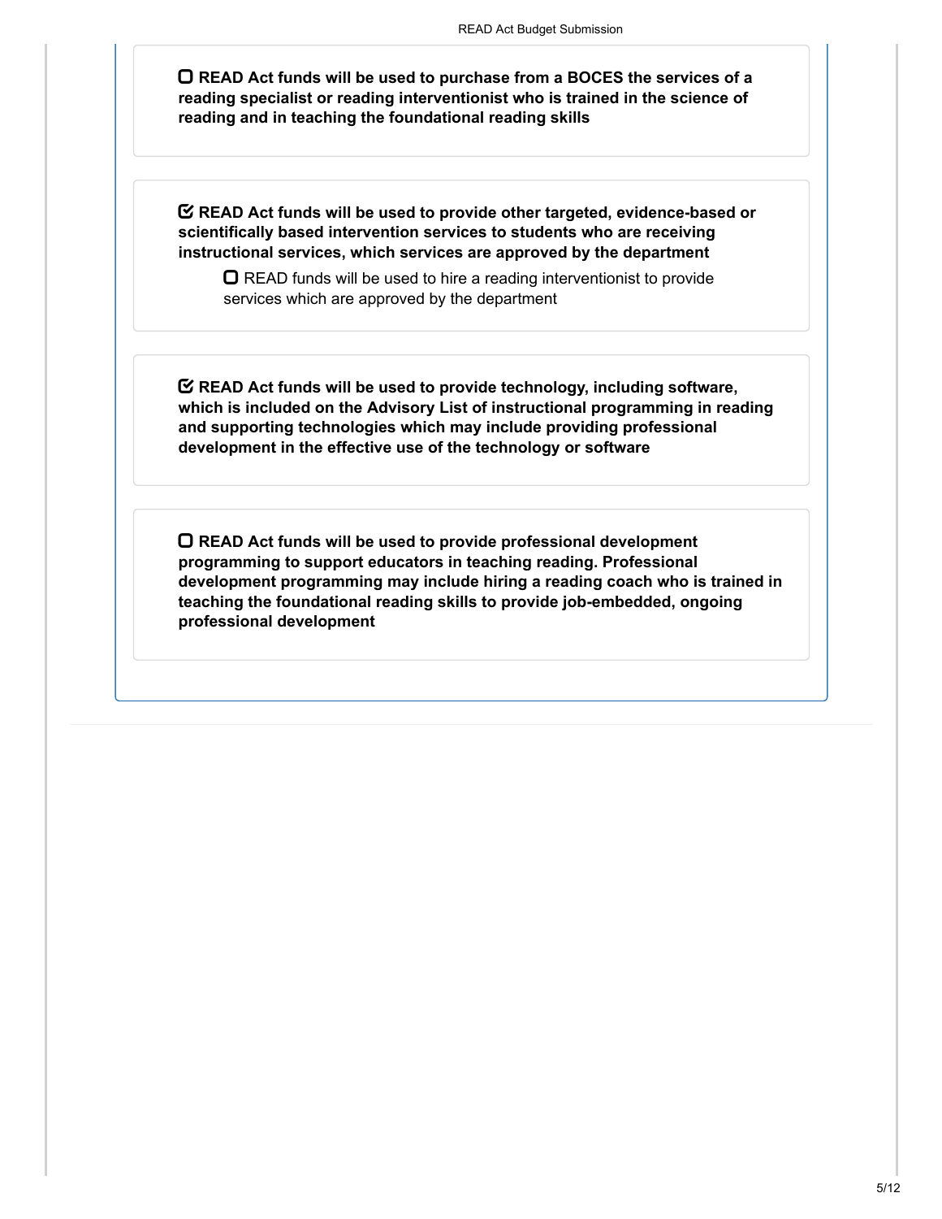- [ ] **READ Act funds will be used to purchase from a BOCES the services of a reading specialist or reading interventionist who is trained in the science of reading and in teaching the foundational reading skills**

- [x] **READ Act funds will be used to provide other targeted, evidence-based or scientifically based intervention services to students who are receiving instructional services, which services are approved by the department**
  - [ ] READ funds will be used to hire a reading interventionist to provide services which are approved by the department

- [x] **READ Act funds will be used to provide technology, including software, which is included on the Advisory List of instructional programming in reading and supporting technologies which may include providing professional development in the effective use of the technology or software**

- [ ] **READ Act funds will be used to provide professional development programming to support educators in teaching reading. Professional development programming may include hiring a reading coach who is trained in teaching the foundational reading skills to provide job-embedded, ongoing professional development**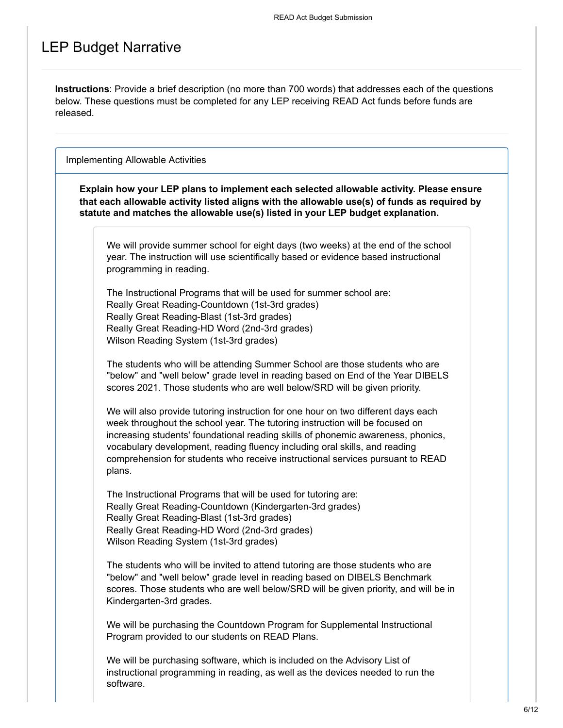# LEP Budget Narrative

**Instructions**: Provide a brief description (no more than 700 words) that addresses each of the questions below. These questions must be completed for any LEP receiving READ Act funds before funds are released.

## Implementing Allowable Activities

**Explain how your LEP plans to implement each selected allowable activity. Please ensure that each allowable activity listed aligns with the allowable use(s) of funds as required by statute and matches the allowable use(s) listed in your LEP budget explanation.**

We will provide summer school for eight days (two weeks) at the end of the school year. The instruction will use scientifically based or evidence based instructional programming in reading.

The Instructional Programs that will be used for summer school are:
Really Great Reading-Countdown (1st-3rd grades)
Really Great Reading-Blast (1st-3rd grades)
Really Great Reading-HD Word (2nd-3rd grades)
Wilson Reading System (1st-3rd grades)

The students who will be attending Summer School are those students who are "below" and "well below" grade level in reading based on End of the Year DIBELS scores 2021. Those students who are well below/SRD will be given priority.

We will also provide tutoring instruction for one hour on two different days each week throughout the school year. The tutoring instruction will be focused on increasing students' foundational reading skills of phonemic awareness, phonics, vocabulary development, reading fluency including oral skills, and reading comprehension for students who receive instructional services pursuant to READ plans.

The Instructional Programs that will be used for tutoring are:
Really Great Reading-Countdown (Kindergarten-3rd grades)
Really Great Reading-Blast (1st-3rd grades)
Really Great Reading-HD Word (2nd-3rd grades)
Wilson Reading System (1st-3rd grades)

The students who will be invited to attend tutoring are those students who are "below" and "well below" grade level in reading based on DIBELS Benchmark scores. Those students who are well below/SRD will be given priority, and will be in Kindergarten-3rd grades.

We will be purchasing the Countdown Program for Supplemental Instructional Program provided to our students on READ Plans.

We will be purchasing software, which is included on the Advisory List of instructional programming in reading, as well as the devices needed to run the software.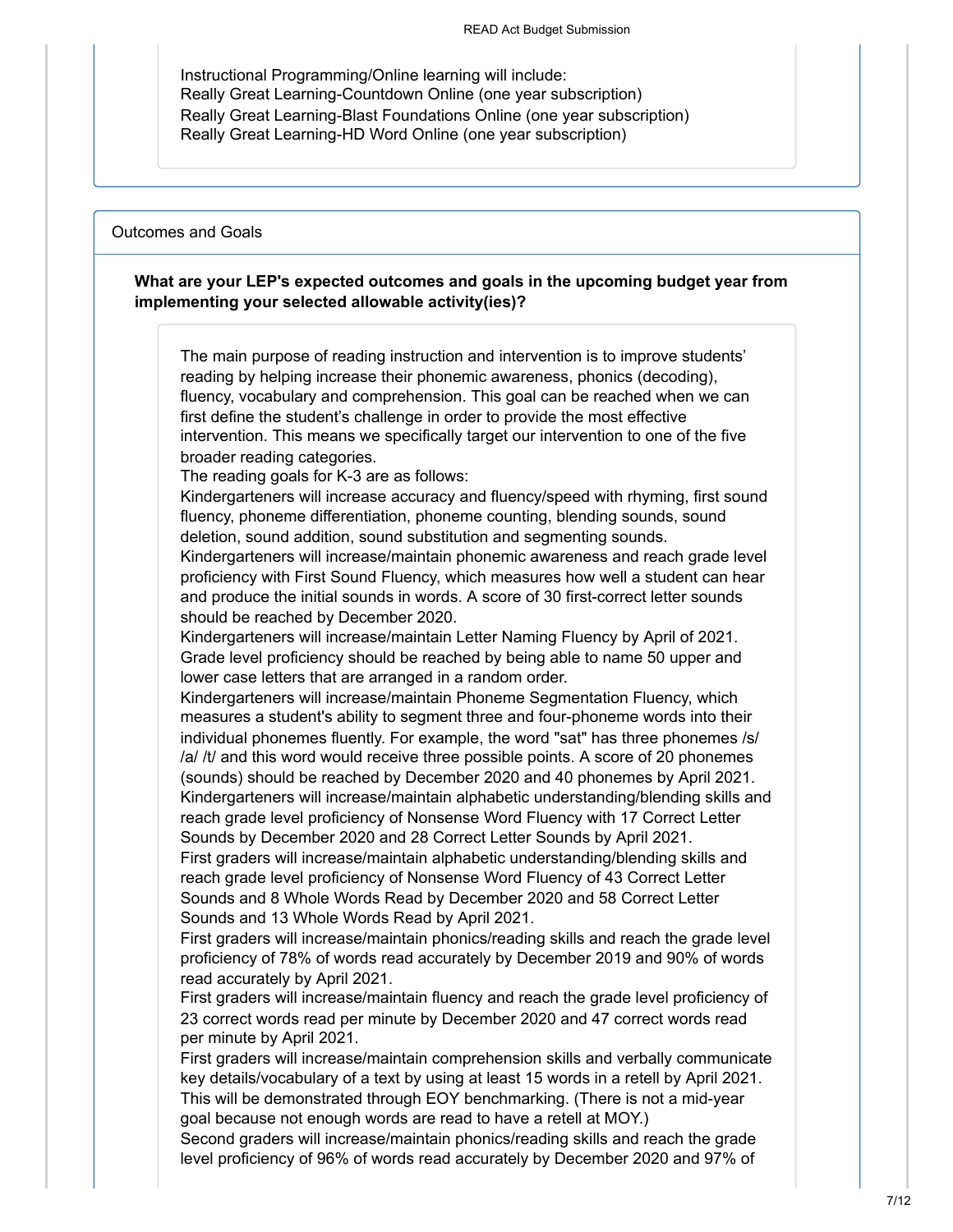Instructional Programming/Online learning will include:
Really Great Learning-Countdown Online (one year subscription)
Really Great Learning-Blast Foundations Online (one year subscription)
Really Great Learning-HD Word Online (one year subscription)

Outcomes and Goals

**What are your LEP's expected outcomes and goals in the upcoming budget year from implementing your selected allowable activity(ies)?**

The main purpose of reading instruction and intervention is to improve students' reading by helping increase their phonemic awareness, phonics (decoding), fluency, vocabulary and comprehension. This goal can be reached when we can first define the student's challenge in order to provide the most effective intervention. This means we specifically target our intervention to one of the five broader reading categories.
The reading goals for K-3 are as follows:
Kindergarteners will increase accuracy and fluency/speed with rhyming, first sound fluency, phoneme differentiation, phoneme counting, blending sounds, sound deletion, sound addition, sound substitution and segmenting sounds.
Kindergarteners will increase/maintain phonemic awareness and reach grade level proficiency with First Sound Fluency, which measures how well a student can hear and produce the initial sounds in words. A score of 30 first-correct letter sounds should be reached by December 2020.
Kindergarteners will increase/maintain Letter Naming Fluency by April of 2021. Grade level proficiency should be reached by being able to name 50 upper and lower case letters that are arranged in a random order.
Kindergarteners will increase/maintain Phoneme Segmentation Fluency, which measures a student's ability to segment three and four-phoneme words into their individual phonemes fluently. For example, the word "sat" has three phonemes /s/ /a/ /t/ and this word would receive three possible points. A score of 20 phonemes (sounds) should be reached by December 2020 and 40 phonemes by April 2021.
Kindergarteners will increase/maintain alphabetic understanding/blending skills and reach grade level proficiency of Nonsense Word Fluency with 17 Correct Letter Sounds by December 2020 and 28 Correct Letter Sounds by April 2021.
First graders will increase/maintain alphabetic understanding/blending skills and reach grade level proficiency of Nonsense Word Fluency of 43 Correct Letter Sounds and 8 Whole Words Read by December 2020 and 58 Correct Letter Sounds and 13 Whole Words Read by April 2021.
First graders will increase/maintain phonics/reading skills and reach the grade level proficiency of 78% of words read accurately by December 2019 and 90% of words read accurately by April 2021.
First graders will increase/maintain fluency and reach the grade level proficiency of 23 correct words read per minute by December 2020 and 47 correct words read per minute by April 2021.
First graders will increase/maintain comprehension skills and verbally communicate key details/vocabulary of a text by using at least 15 words in a retell by April 2021. This will be demonstrated through EOY benchmarking. (There is not a mid-year goal because not enough words are read to have a retell at MOY.)
Second graders will increase/maintain phonics/reading skills and reach the grade level proficiency of 96% of words read accurately by December 2020 and 97% of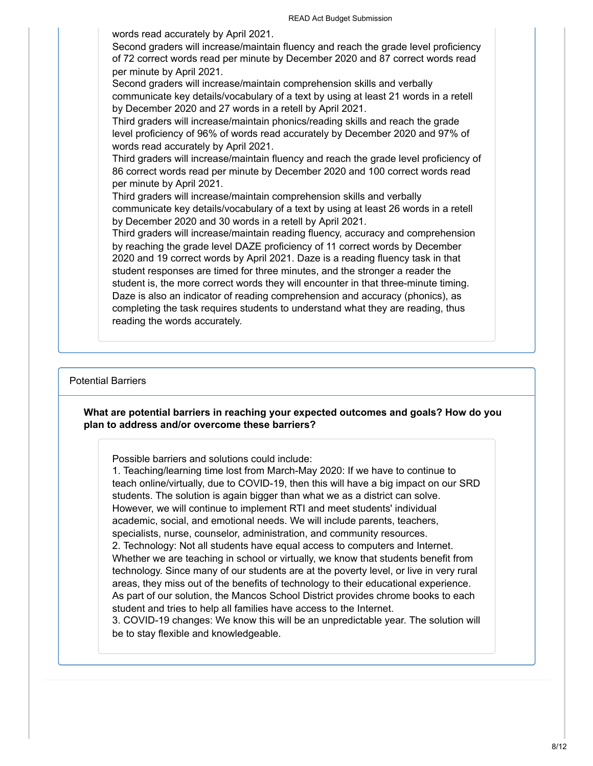words read accurately by April 2021.
Second graders will increase/maintain fluency and reach the grade level proficiency of 72 correct words read per minute by December 2020 and 87 correct words read per minute by April 2021.
Second graders will increase/maintain comprehension skills and verbally communicate key details/vocabulary of a text by using at least 21 words in a retell by December 2020 and 27 words in a retell by April 2021.
Third graders will increase/maintain phonics/reading skills and reach the grade level proficiency of 96% of words read accurately by December 2020 and 97% of words read accurately by April 2021.
Third graders will increase/maintain fluency and reach the grade level proficiency of 86 correct words read per minute by December 2020 and 100 correct words read per minute by April 2021.
Third graders will increase/maintain comprehension skills and verbally communicate key details/vocabulary of a text by using at least 26 words in a retell by December 2020 and 30 words in a retell by April 2021.
Third graders will increase/maintain reading fluency, accuracy and comprehension by reaching the grade level DAZE proficiency of 11 correct words by December 2020 and 19 correct words by April 2021. Daze is a reading fluency task in that student responses are timed for three minutes, and the stronger a reader the student is, the more correct words they will encounter in that three-minute timing. Daze is also an indicator of reading comprehension and accuracy (phonics), as completing the task requires students to understand what they are reading, thus reading the words accurately.

## Potential Barriers

**What are potential barriers in reaching your expected outcomes and goals? How do you plan to address and/or overcome these barriers?**

Possible barriers and solutions could include:
1. Teaching/learning time lost from March-May 2020: If we have to continue to teach online/virtually, due to COVID-19, then this will have a big impact on our SRD students. The solution is again bigger than what we as a district can solve. However, we will continue to implement RTI and meet students' individual academic, social, and emotional needs. We will include parents, teachers, specialists, nurse, counselor, administration, and community resources.
2. Technology: Not all students have equal access to computers and Internet. Whether we are teaching in school or virtually, we know that students benefit from technology. Since many of our students are at the poverty level, or live in very rural areas, they miss out of the benefits of technology to their educational experience. As part of our solution, the Mancos School District provides chrome books to each student and tries to help all families have access to the Internet.
3. COVID-19 changes: We know this will be an unpredictable year. The solution will be to stay flexible and knowledgeable.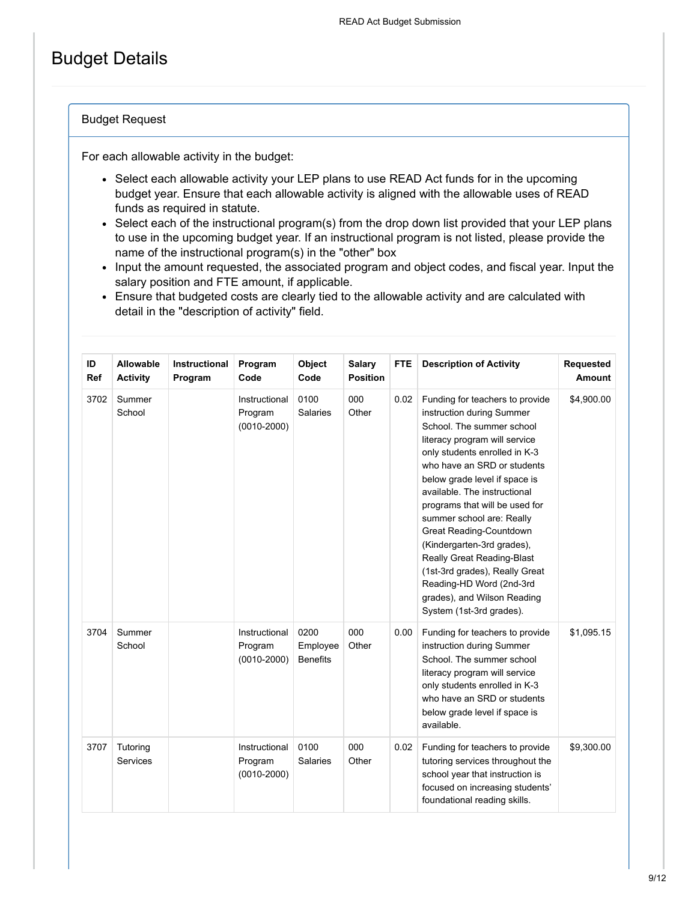# Budget Details

## Budget Request

For each allowable activity in the budget:

- Select each allowable activity your LEP plans to use READ Act funds for in the upcoming budget year. Ensure that each allowable activity is aligned with the allowable uses of READ funds as required in statute.
- Select each of the instructional program(s) from the drop down list provided that your LEP plans to use in the upcoming budget year. If an instructional program is not listed, please provide the name of the instructional program(s) in the "other" box
- Input the amount requested, the associated program and object codes, and fiscal year. Input the salary position and FTE amount, if applicable.
- Ensure that budgeted costs are clearly tied to the allowable activity and are calculated with detail in the "description of activity" field.

| ID Ref | Allowable Activity | Instructional Program | Program Code | Object Code | Salary Position | FTE | Description of Activity | Requested Amount |
|---|---|---|---|---|---|---|---|---|
| 3702 | Summer School | | Instructional Program (0010-2000) | 0100 Salaries | 000 Other | 0.02 | Funding for teachers to provide instruction during Summer School. The summer school literacy program will service only students enrolled in K-3 who have an SRD or students below grade level if space is available. The instructional programs that will be used for summer school are: Really Great Reading-Countdown (Kindergarten-3rd grades), Really Great Reading-Blast (1st-3rd grades), Really Great Reading-HD Word (2nd-3rd grades), and Wilson Reading System (1st-3rd grades). | $4,900.00 |
| 3704 | Summer School | | Instructional Program (0010-2000) | 0200 Employee Benefits | 000 Other | 0.00 | Funding for teachers to provide instruction during Summer School. The summer school literacy program will service only students enrolled in K-3 who have an SRD or students below grade level if space is available. | $1,095.15 |
| 3707 | Tutoring Services | | Instructional Program (0010-2000) | 0100 Salaries | 000 Other | 0.02 | Funding for teachers to provide tutoring services throughout the school year that instruction is focused on increasing students' foundational reading skills. | $9,300.00 |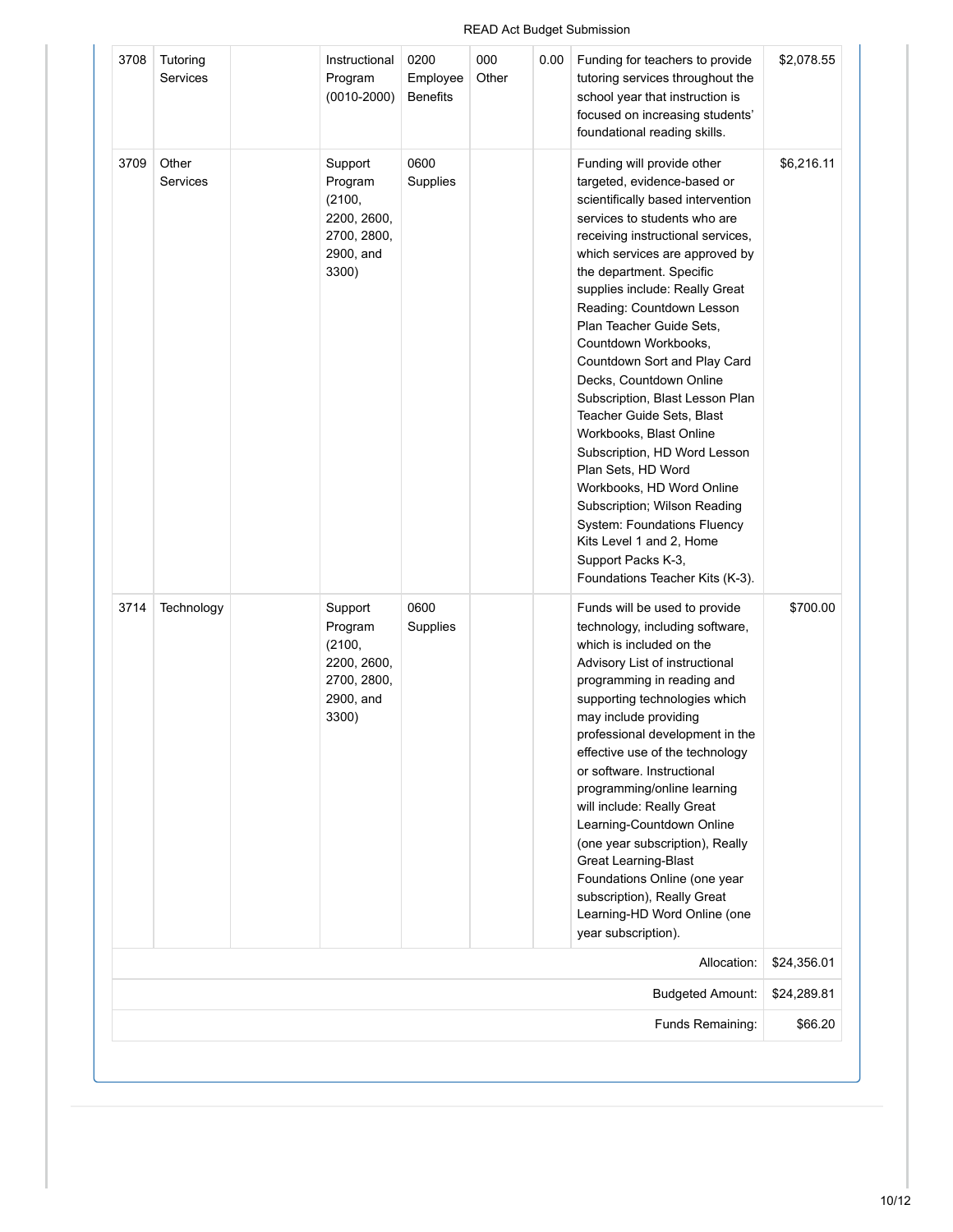| | | | | | | | | |
|---|---|---|---|---|---|---|---|---|
| 3708 | Tutoring Services | | Instructional Program (0010-2000) | 0200 Employee Benefits | 000 Other | 0.00 | Funding for teachers to provide tutoring services throughout the school year that instruction is focused on increasing students' foundational reading skills. | $2,078.55 |
| 3709 | Other Services | | Support Program (2100, 2200, 2600, 2700, 2800, 2900, and 3300) | 0600 Supplies | | | Funding will provide other targeted, evidence-based or scientifically based intervention services to students who are receiving instructional services, which services are approved by the department. Specific supplies include: Really Great Reading: Countdown Lesson Plan Teacher Guide Sets, Countdown Workbooks, Countdown Sort and Play Card Decks, Countdown Online Subscription, Blast Lesson Plan Teacher Guide Sets, Blast Workbooks, Blast Online Subscription, HD Word Lesson Plan Sets, HD Word Workbooks, HD Word Online Subscription; Wilson Reading System: Foundations Fluency Kits Level 1 and 2, Home Support Packs K-3, Foundations Teacher Kits (K-3). | $6,216.11 |
| 3714 | Technology | | Support Program (2100, 2200, 2600, 2700, 2800, 2900, and 3300) | 0600 Supplies | | | Funds will be used to provide technology, including software, which is included on the Advisory List of instructional programming in reading and supporting technologies which may include providing professional development in the effective use of the technology or software. Instructional programming/online learning will include: Really Great Learning-Countdown Online (one year subscription), Really Great Learning-Blast Foundations Online (one year subscription), Really Great Learning-HD Word Online (one year subscription). | $700.00 |
| | | | | | | | Allocation: | $24,356.01 |
| | | | | | | | Budgeted Amount: | $24,289.81 |
| | | | | | | | Funds Remaining: | $66.20 |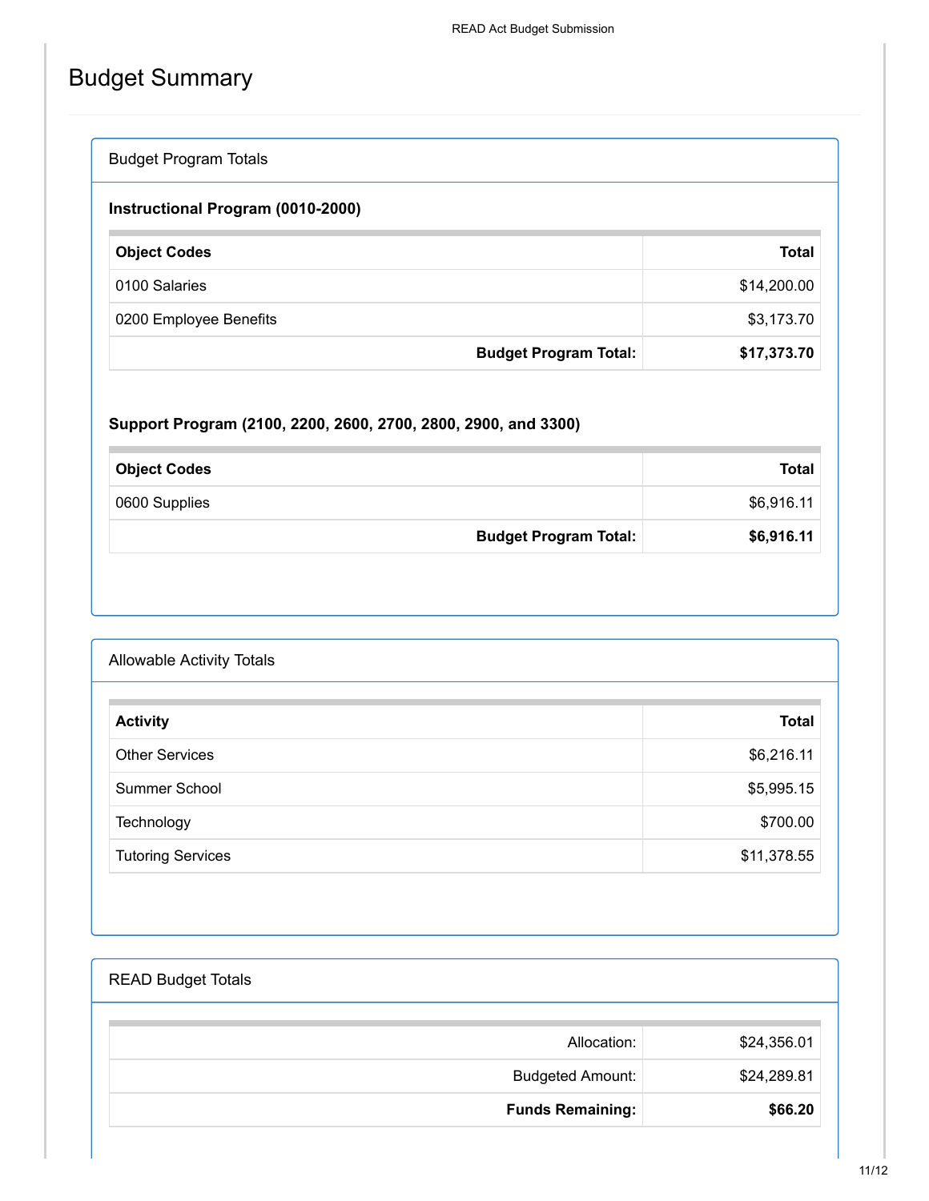# Budget Summary

## Budget Program Totals

### Instructional Program (0010-2000)

| Object Codes | Total |
| --- | --- |
| 0100 Salaries | $14,200.00 |
| 0200 Employee Benefits | $3,173.70 |
| **Budget Program Total:** | **$17,373.70** |

### Support Program (2100, 2200, 2600, 2700, 2800, 2900, and 3300)

| Object Codes | Total |
| --- | --- |
| 0600 Supplies | $6,916.11 |
| **Budget Program Total:** | **$6,916.11** |

## Allowable Activity Totals

| Activity | Total |
| --- | --- |
| Other Services | $6,216.11 |
| Summer School | $5,995.15 |
| Technology | $700.00 |
| Tutoring Services | $11,378.55 |

## READ Budget Totals

| | |
| --- | --- |
| Allocation: | $24,356.01 |
| Budgeted Amount: | $24,289.81 |
| **Funds Remaining:** | **$66.20** |